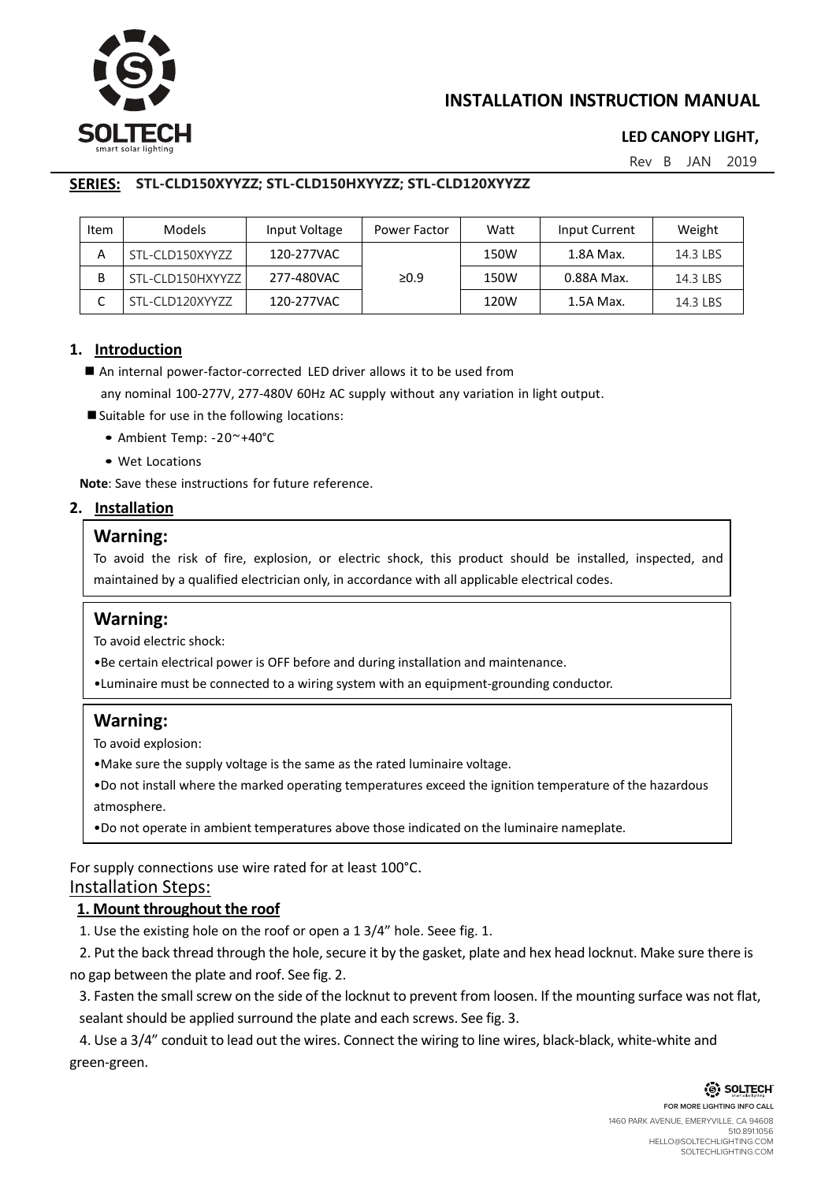# INSTALLATION INSTRUCTION MANUAL

## LED CANOPY LIGHT,

Rev B JAN 2019

**SERIES: STL-CLD150XYYZZ; STL-CLD150HXYYZZ; STL-CLD120XYYZZ**

| Item | Models | Input Voltage | Power Factor | Watt | Input Current | Weight |
|---|---|---|---|---|---|---|
| A | STL-CLD150XYYZZ | 120-277VAC | ≥0.9 | 150W | 1.8A Max. | 14.3 LBS |
| B | STL-CLD150HXYYZZ | 277-480VAC | | 150W | 0.88A Max. | 14.3 LBS |
| C | STL-CLD120XYYZZ | 120-277VAC | | 120W | 1.5A Max. | 14.3 LBS |

## 1. Introduction

- An internal power-factor-corrected LED driver allows it to be used from any nominal 100-277V, 277-480V 60Hz AC supply without any variation in light output.
- Suitable for use in the following locations:
  - Ambient Temp: -20~+40°C
  - Wet Locations

**Note**: Save these instructions for future reference.

## 2. Installation

### Warning:

To avoid the risk of fire, explosion, or electric shock, this product should be installed, inspected, and maintained by a qualified electrician only, in accordance with all applicable electrical codes.

### Warning:

To avoid electric shock:

- Be certain electrical power is OFF before and during installation and maintenance.
- Luminaire must be connected to a wiring system with an equipment-grounding conductor.

### Warning:

To avoid explosion:

- Make sure the supply voltage is the same as the rated luminaire voltage.
- Do not install where the marked operating temperatures exceed the ignition temperature of the hazardous atmosphere.
- Do not operate in ambient temperatures above those indicated on the luminaire nameplate.

For supply connections use wire rated for at least 100°C.

### Installation Steps:

**1. Mount throughout the roof**

1. Use the existing hole on the roof or open a 1 3/4" hole. Seee fig. 1.
2. Put the back thread through the hole, secure it by the gasket, plate and hex head locknut. Make sure there is no gap between the plate and roof. See fig. 2.
3. Fasten the small screw on the side of the locknut to prevent from loosen. If the mounting surface was not flat, sealant should be applied surround the plate and each screws. See fig. 3.
4. Use a 3/4" conduit to lead out the wires. Connect the wiring to line wires, black-black, white-white and green-green.

FOR MORE LIGHTING INFO CALL
1460 PARK AVENUE, EMERYVILLE, CA 94608
510.891.1056
HELLO@SOLTECHLIGHTING.COM
SOLTECHLIGHTING.COM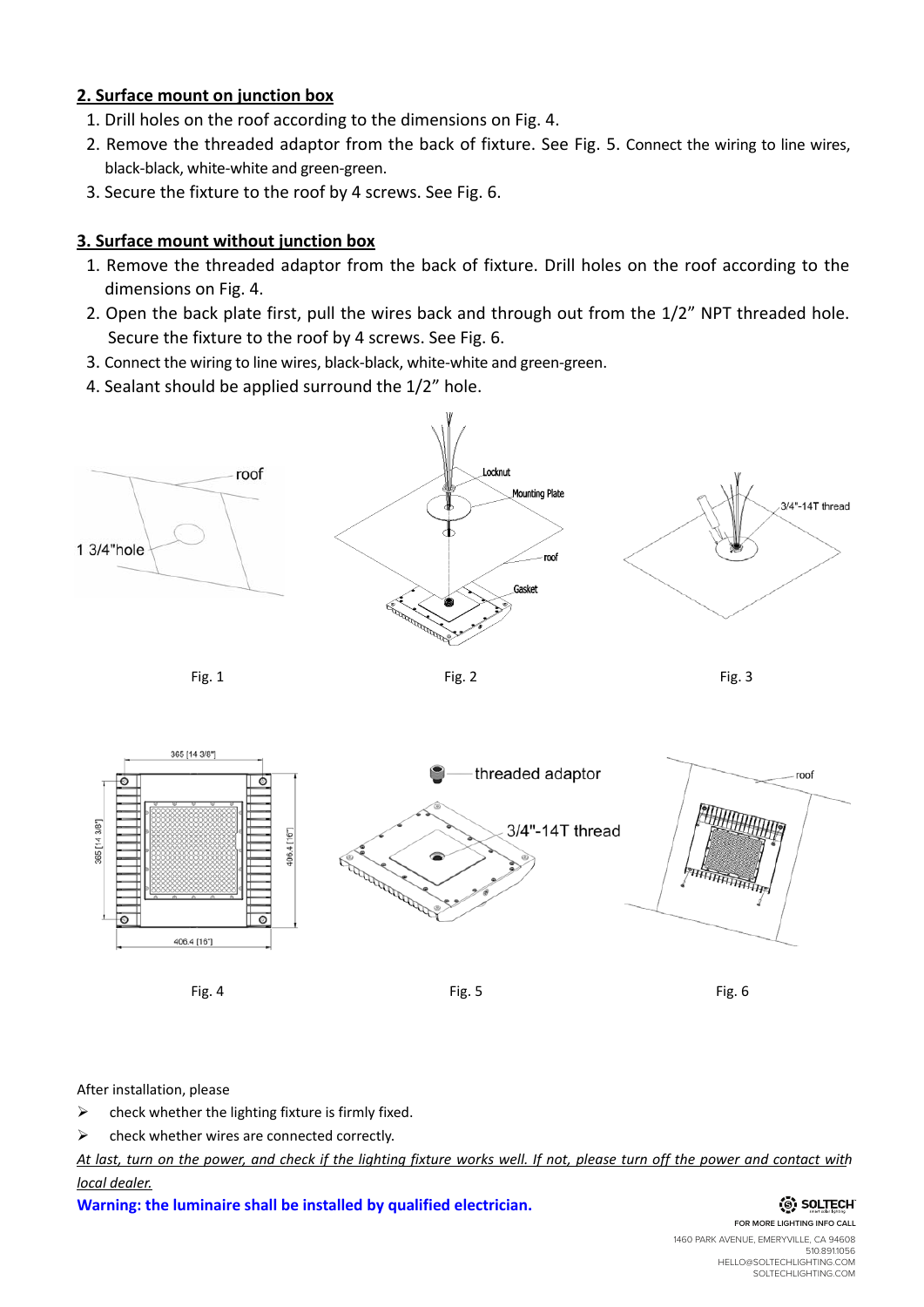## 2. Surface mount on junction box

1. Drill holes on the roof according to the dimensions on Fig. 4.
2. Remove the threaded adaptor from the back of fixture. See Fig. 5. Connect the wiring to line wires, black-black, white-white and green-green.
3. Secure the fixture to the roof by 4 screws. See Fig. 6.

## 3. Surface mount without junction box

1. Remove the threaded adaptor from the back of fixture. Drill holes on the roof according to the dimensions on Fig. 4.
2. Open the back plate first, pull the wires back and through out from the 1/2" NPT threaded hole. Secure the fixture to the roof by 4 screws. See Fig. 6.
3. Connect the wiring to line wires, black-black, white-white and green-green.
4. Sealant should be applied surround the 1/2" hole.

roof

1 3/4"hole

Fig. 1

Locknut

Mounting Plate

roof

Gasket

Fig. 2

3/4"-14T thread

Fig. 3

365 [14 3/8"]

365 [14 3/8"]

406.4 [16"]

406.4 [16"]

Fig. 4

threaded adaptor

3/4"-14T thread

Fig. 5

roof

Fig. 6

After installation, please

- check whether the lighting fixture is firmly fixed.
- check whether wires are connected correctly.

*At last, turn on the power, and check if the lighting fixture works well. If not, please turn off the power and contact with local dealer.*

**Warning: the luminaire shall be installed by qualified electrician.**

SOLTECH

FOR MORE LIGHTING INFO CALL

1460 PARK AVENUE, EMERYVILLE, CA 94608
510.891.1056
HELLO@SOLTECHLIGHTING.COM
SOLTECHLIGHTING.COM